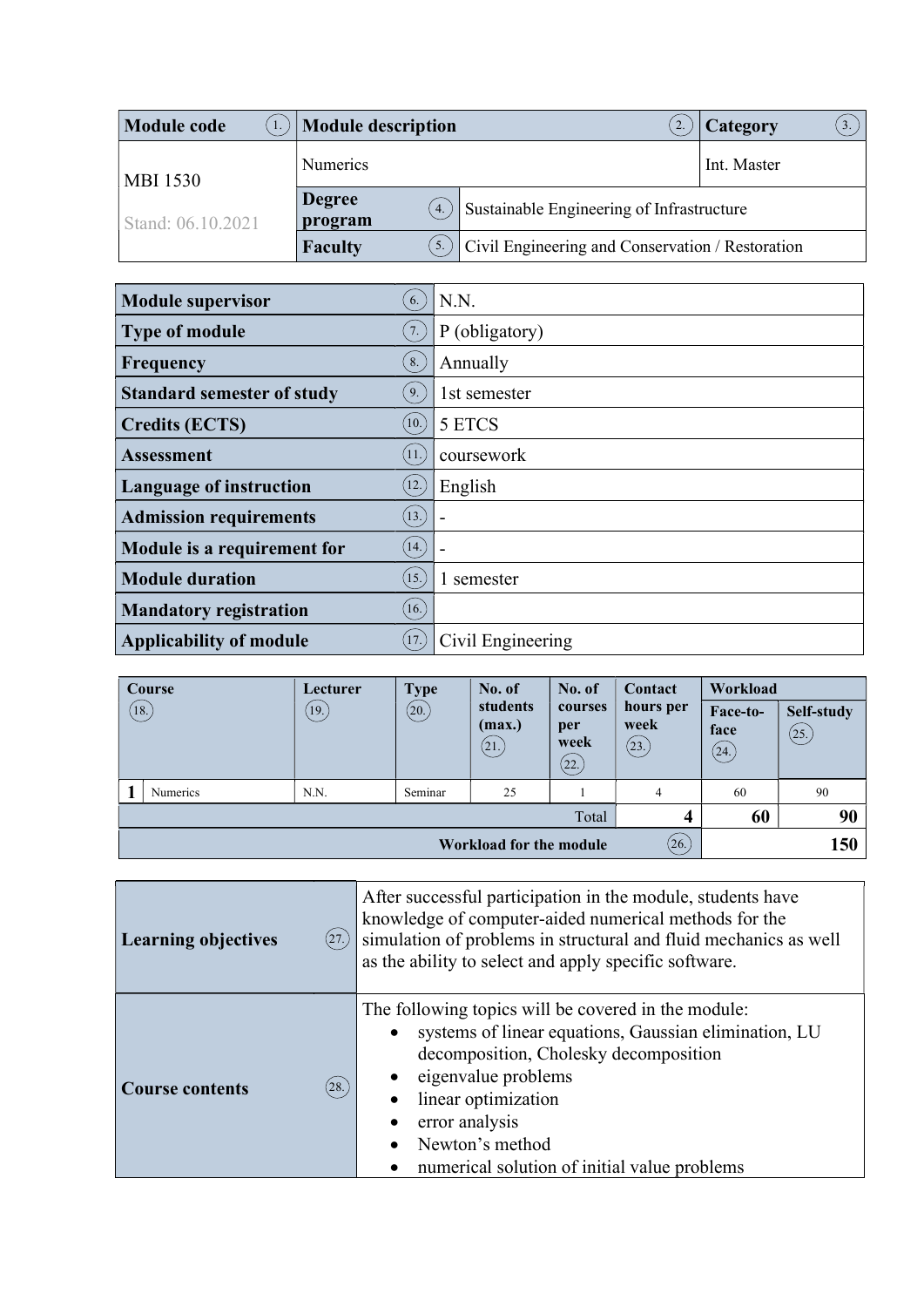| Module code (1.) | Module description (2.) | | Category (3.) |
|---|---|---|---|
| MBI 1530<br>Stand: 06.10.2021 | Numerics | | Int. Master |
| | Degree program (4.) | Sustainable Engineering of Infrastructure | |
| | Faculty (5.) | Civil Engineering and Conservation / Restoration | |

| | |
|---|---|
| **Module supervisor** (6.) | N.N. |
| **Type of module** (7.) | P (obligatory) |
| **Frequency** (8.) | Annually |
| **Standard semester of study** (9.) | 1st semester |
| **Credits (ECTS)** (10.) | 5 ETCS |
| **Assessment** (11.) | coursework |
| **Language of instruction** (12.) | English |
| **Admission requirements** (13.) | - |
| **Module is a requirement for** (14.) | - |
| **Module duration** (15.) | 1 semester |
| **Mandatory registration** (16.) | |
| **Applicability of module** (17.) | Civil Engineering |

| | Course (18.) | Lecturer (19.) | Type (20.) | No. of students (max.) (21.) | No. of courses per week (22.) | Contact hours per week (23.) | Workload Face-to-face (24.) | Workload Self-study (25.) |
|---|---|---|---|---|---|---|---|---|
| 1 | Numerics | N.N. | Seminar | 25 | 1 | 4 | 60 | 90 |
| | | | | | Total | **4** | **60** | **90** |
| | | | | | Workload for the module (26.) | | **150** | |

| | |
|---|---|
| **Learning objectives** (27.) | After successful participation in the module, students have knowledge of computer-aided numerical methods for the simulation of problems in structural and fluid mechanics as well as the ability to select and apply specific software. |
| **Course contents** (28.) | The following topics will be covered in the module:<br>• systems of linear equations, Gaussian elimination, LU decomposition, Cholesky decomposition<br>• eigenvalue problems<br>• linear optimization<br>• error analysis<br>• Newton's method<br>• numerical solution of initial value problems |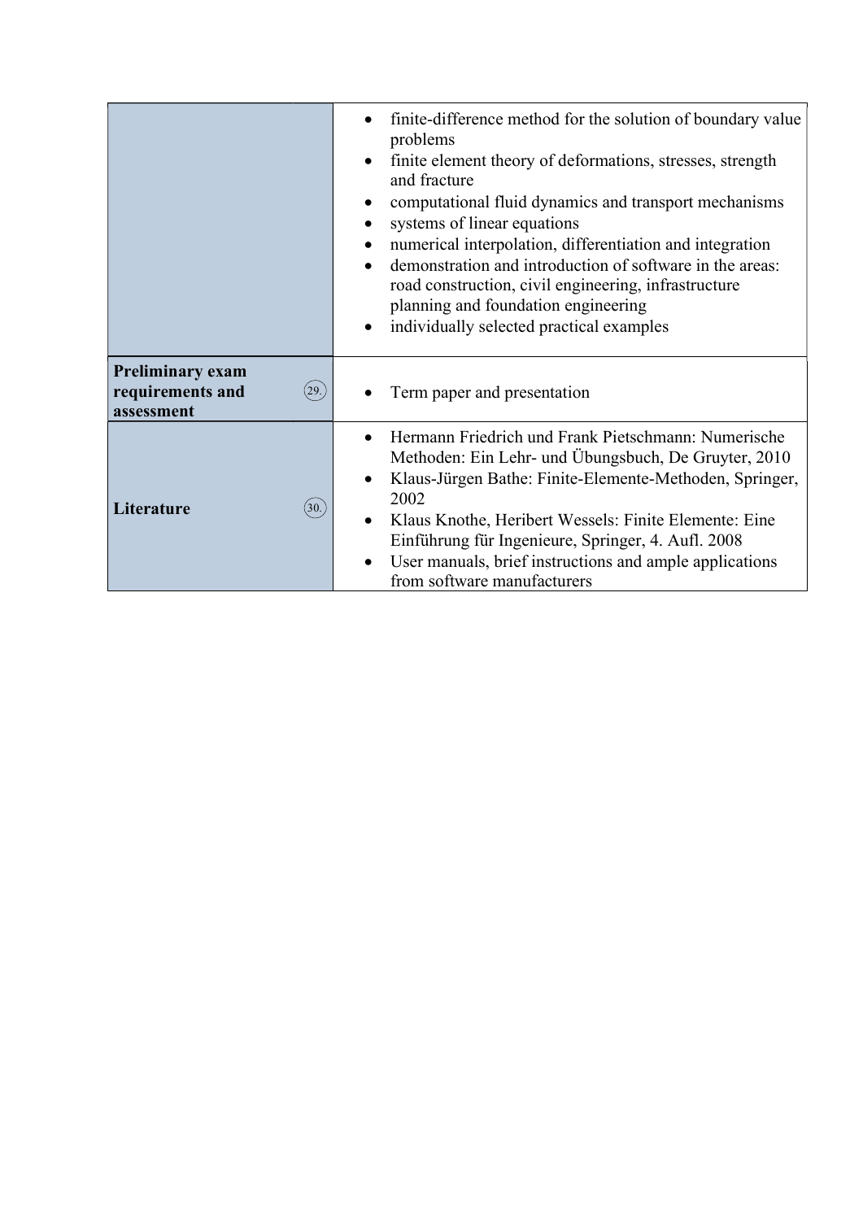| | |
|---|---|
| | • finite-difference method for the solution of boundary value problems<br>• finite element theory of deformations, stresses, strength and fracture<br>• computational fluid dynamics and transport mechanisms<br>• systems of linear equations<br>• numerical interpolation, differentiation and integration<br>• demonstration and introduction of software in the areas: road construction, civil engineering, infrastructure planning and foundation engineering<br>• individually selected practical examples |
| **Preliminary exam requirements and assessment** (29.) | • Term paper and presentation |
| **Literature** (30.) | • Hermann Friedrich und Frank Pietschmann: Numerische Methoden: Ein Lehr- und Übungsbuch, De Gruyter, 2010<br>• Klaus-Jürgen Bathe: Finite-Elemente-Methoden, Springer, 2002<br>• Klaus Knothe, Heribert Wessels: Finite Elemente: Eine Einführung für Ingenieure, Springer, 4. Aufl. 2008<br>• User manuals, brief instructions and ample applications from software manufacturers |